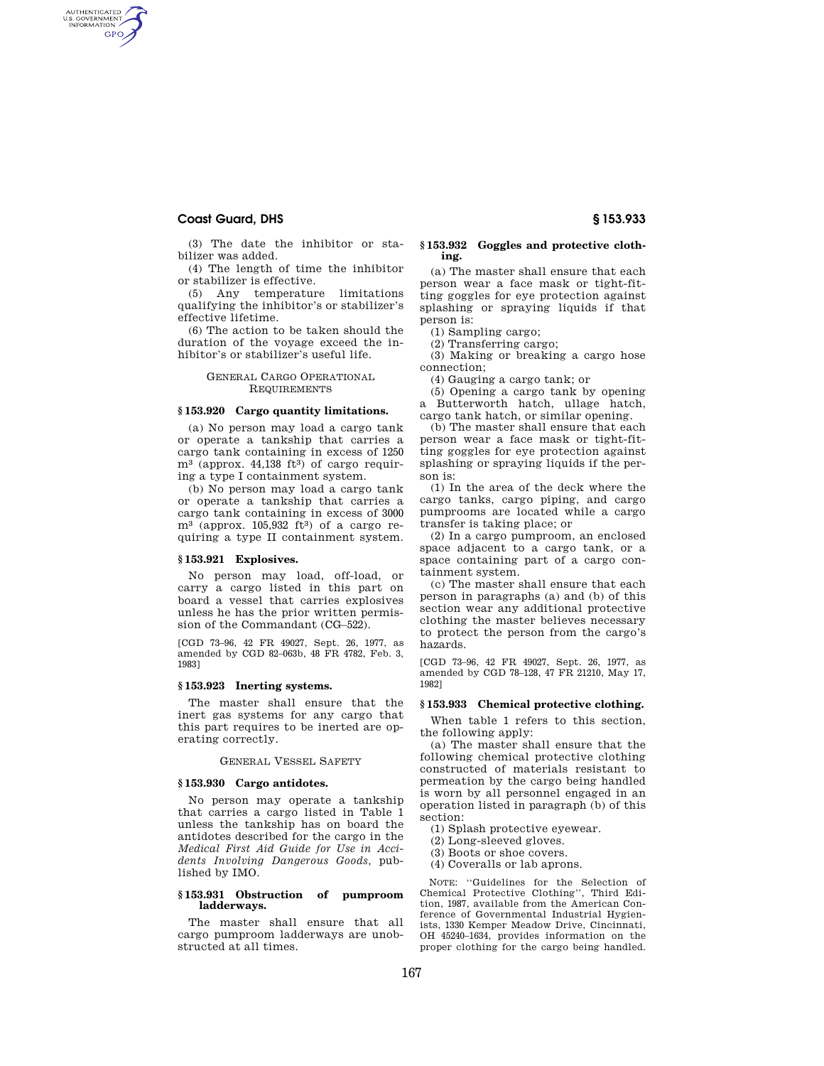(3) The date the inhibitor or stabilizer was added.

(4) The length of time the inhibitor or stabilizer is effective.

(5) Any temperature limitations qualifying the inhibitor's or stabilizer's effective lifetime.

(6) The action to be taken should the duration of the voyage exceed the inhibitor's or stabilizer's useful life.

GENERAL CARGO OPERATIONAL REQUIREMENTS

### § 153.920 Cargo quantity limitations.

(a) No person may load a cargo tank or operate a tankship that carries a cargo tank containing in excess of 1250 $m^3$ (approx. 44,138 $ft^3$) of cargo requiring a type I containment system.

(b) No person may load a cargo tank or operate a tankship that carries a cargo tank containing in excess of 3000 $m^3$ (approx. 105,932 $ft^3$) of a cargo requiring a type II containment system.

### § 153.921 Explosives.

No person may load, off-load, or carry a cargo listed in this part on board a vessel that carries explosives unless he has the prior written permission of the Commandant (CG–522).

[CGD 73–96, 42 FR 49027, Sept. 26, 1977, as amended by CGD 82–063b, 48 FR 4782, Feb. 3, 1983]

### § 153.923 Inerting systems.

The master shall ensure that the inert gas systems for any cargo that this part requires to be inerted are operating correctly.

GENERAL VESSEL SAFETY

### § 153.930 Cargo antidotes.

No person may operate a tankship that carries a cargo listed in Table 1 unless the tankship has on board the antidotes described for the cargo in the *Medical First Aid Guide for Use in Accidents Involving Dangerous Goods*, published by IMO.

### § 153.931 Obstruction of pumproom ladderways.

The master shall ensure that all cargo pumproom ladderways are unobstructed at all times.

### § 153.932 Goggles and protective clothing.

(a) The master shall ensure that each person wear a face mask or tight-fitting goggles for eye protection against splashing or spraying liquids if that person is:

(1) Sampling cargo;

(2) Transferring cargo;

(3) Making or breaking a cargo hose connection;

(4) Gauging a cargo tank; or

(5) Opening a cargo tank by opening a Butterworth hatch, ullage hatch, cargo tank hatch, or similar opening.

(b) The master shall ensure that each person wear a face mask or tight-fitting goggles for eye protection against splashing or spraying liquids if the person is:

(1) In the area of the deck where the cargo tanks, cargo piping, and cargo pumprooms are located while a cargo transfer is taking place; or

(2) In a cargo pumproom, an enclosed space adjacent to a cargo tank, or a space containing part of a cargo containment system.

(c) The master shall ensure that each person in paragraphs (a) and (b) of this section wear any additional protective clothing the master believes necessary to protect the person from the cargo's hazards.

[CGD 73–96, 42 FR 49027, Sept. 26, 1977, as amended by CGD 78–128, 47 FR 21210, May 17, 1982]

### § 153.933 Chemical protective clothing.

When table 1 refers to this section, the following apply:

(a) The master shall ensure that the following chemical protective clothing constructed of materials resistant to permeation by the cargo being handled is worn by all personnel engaged in an operation listed in paragraph (b) of this section:

(1) Splash protective eyewear.

(2) Long-sleeved gloves.

(3) Boots or shoe covers.

(4) Coveralls or lab aprons.

NOTE: "Guidelines for the Selection of Chemical Protective Clothing", Third Edition, 1987, available from the American Conference of Governmental Industrial Hygienists, 1330 Kemper Meadow Drive, Cincinnati, OH 45240–1634, provides information on the proper clothing for the cargo being handled.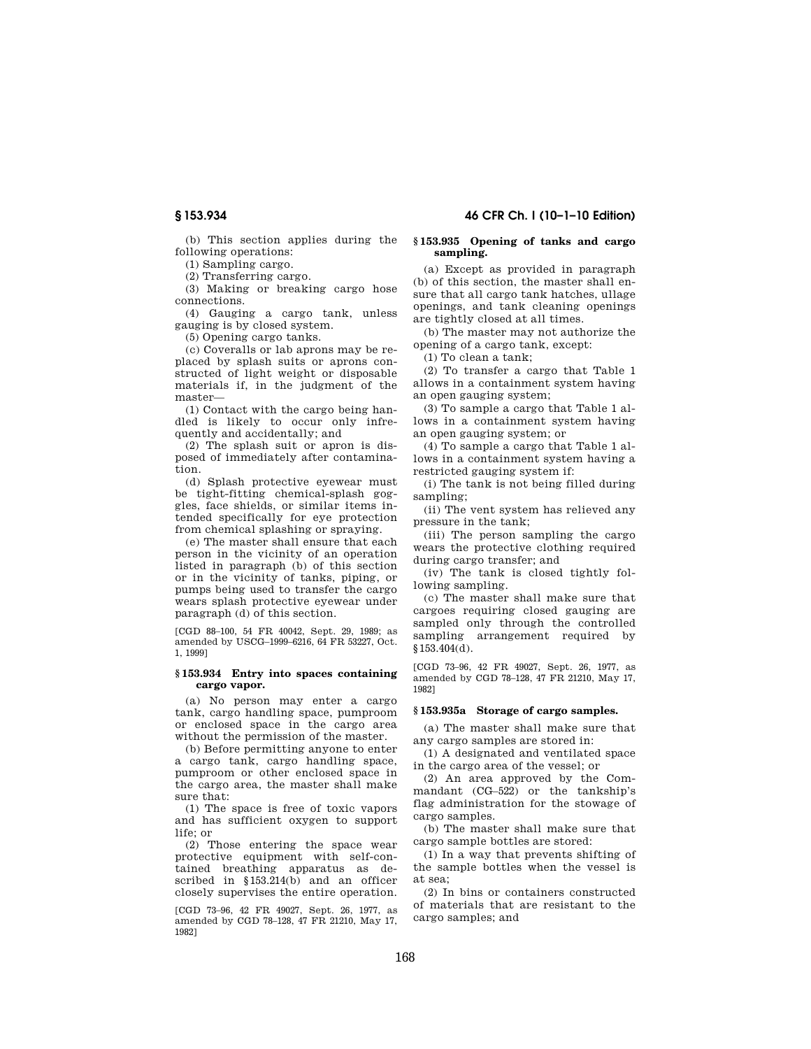(b) This section applies during the following operations:

(1) Sampling cargo.

(2) Transferring cargo.

(3) Making or breaking cargo hose connections.

(4) Gauging a cargo tank, unless gauging is by closed system.

(5) Opening cargo tanks.

(c) Coveralls or lab aprons may be replaced by splash suits or aprons constructed of light weight or disposable materials if, in the judgment of the master—

(1) Contact with the cargo being handled is likely to occur only infrequently and accidentally; and

(2) The splash suit or apron is disposed of immediately after contamination.

(d) Splash protective eyewear must be tight-fitting chemical-splash goggles, face shields, or similar items intended specifically for eye protection from chemical splashing or spraying.

(e) The master shall ensure that each person in the vicinity of an operation listed in paragraph (b) of this section or in the vicinity of tanks, piping, or pumps being used to transfer the cargo wears splash protective eyewear under paragraph (d) of this section.

[CGD 88–100, 54 FR 40042, Sept. 29, 1989; as amended by USCG–1999–6216, 64 FR 53227, Oct. 1, 1999]

### § 153.934 Entry into spaces containing cargo vapor.

(a) No person may enter a cargo tank, cargo handling space, pumproom or enclosed space in the cargo area without the permission of the master.

(b) Before permitting anyone to enter a cargo tank, cargo handling space, pumproom or other enclosed space in the cargo area, the master shall make sure that:

(1) The space is free of toxic vapors and has sufficient oxygen to support life; or

(2) Those entering the space wear protective equipment with self-contained breathing apparatus as described in §153.214(b) and an officer closely supervises the entire operation.

[CGD 73–96, 42 FR 49027, Sept. 26, 1977, as amended by CGD 78–128, 47 FR 21210, May 17, 1982]

### § 153.935 Opening of tanks and cargo sampling.

(a) Except as provided in paragraph (b) of this section, the master shall ensure that all cargo tank hatches, ullage openings, and tank cleaning openings are tightly closed at all times.

(b) The master may not authorize the opening of a cargo tank, except:

(1) To clean a tank;

(2) To transfer a cargo that Table 1 allows in a containment system having an open gauging system;

(3) To sample a cargo that Table 1 allows in a containment system having an open gauging system; or

(4) To sample a cargo that Table 1 allows in a containment system having a restricted gauging system if:

(i) The tank is not being filled during sampling;

(ii) The vent system has relieved any pressure in the tank;

(iii) The person sampling the cargo wears the protective clothing required during cargo transfer; and

(iv) The tank is closed tightly following sampling.

(c) The master shall make sure that cargoes requiring closed gauging are sampled only through the controlled sampling arrangement required by §153.404(d).

[CGD 73–96, 42 FR 49027, Sept. 26, 1977, as amended by CGD 78–128, 47 FR 21210, May 17, 1982]

### § 153.935a Storage of cargo samples.

(a) The master shall make sure that any cargo samples are stored in:

(1) A designated and ventilated space in the cargo area of the vessel; or

(2) An area approved by the Commandant (CG–522) or the tankship's flag administration for the stowage of cargo samples.

(b) The master shall make sure that cargo sample bottles are stored:

(1) In a way that prevents shifting of the sample bottles when the vessel is at sea;

(2) In bins or containers constructed of materials that are resistant to the cargo samples; and